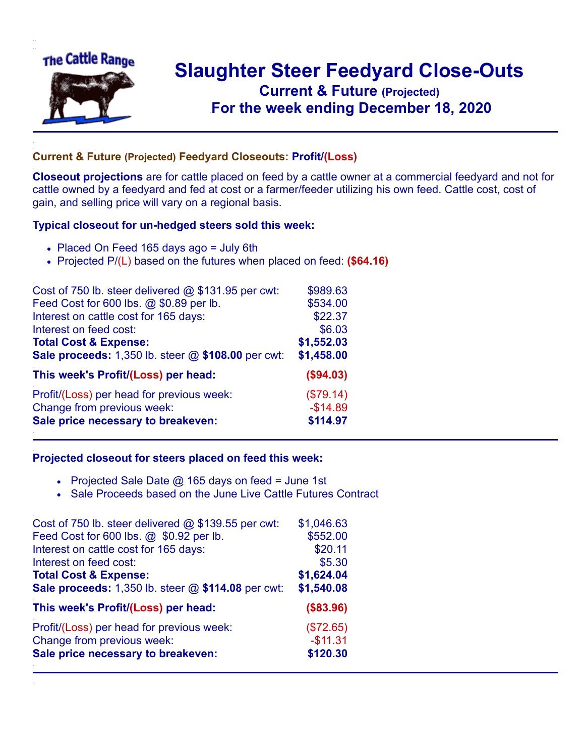The Cattle Range

# Slaughter Steer Feedyard Close-Outs

## Current & Future (Projected)

## For the week ending December 18, 2020

### Current & Future (Projected) Feedyard Closeouts: Profit/(Loss)

**Closeout projections** are for cattle placed on feed by a cattle owner at a commercial feedyard and not for cattle owned by a feedyard and fed at cost or a farmer/feeder utilizing his own feed. Cattle cost, cost of gain, and selling price will vary on a regional basis.

### Typical closeout for un-hedged steers sold this week:

- Placed On Feed 165 days ago = July 6th
- Projected P/(L) based on the futures when placed on feed: **($64.16)**

| | |
|---|---|
| Cost of 750 lb. steer delivered @ $131.95 per cwt: | $989.63 |
| Feed Cost for 600 lbs. @ $0.89 per lb. | $534.00 |
| Interest on cattle cost for 165 days: | $22.37 |
| Interest on feed cost: | $6.03 |
| **Total Cost & Expense:** | **$1,552.03** |
| **Sale proceeds:** 1,350 lb. steer @ **$108.00** per cwt: | **$1,458.00** |
| **This week's Profit/(Loss) per head:** | **($94.03)** |
| Profit/(Loss) per head for previous week: | ($79.14) |
| Change from previous week: | -$14.89 |
| **Sale price necessary to breakeven:** | **$114.97** |

### Projected closeout for steers placed on feed this week:

- Projected Sale Date @ 165 days on feed = June 1st
- Sale Proceeds based on the June Live Cattle Futures Contract

| | |
|---|---|
| Cost of 750 lb. steer delivered @ $139.55 per cwt: | $1,046.63 |
| Feed Cost for 600 lbs. @ $0.92 per lb. | $552.00 |
| Interest on cattle cost for 165 days: | $20.11 |
| Interest on feed cost: | $5.30 |
| **Total Cost & Expense:** | **$1,624.04** |
| **Sale proceeds:** 1,350 lb. steer @ **$114.08** per cwt: | **$1,540.08** |
| **This week's Profit/(Loss) per head:** | **($83.96)** |
| Profit/(Loss) per head for previous week: | ($72.65) |
| Change from previous week: | -$11.31 |
| **Sale price necessary to breakeven:** | **$120.30** |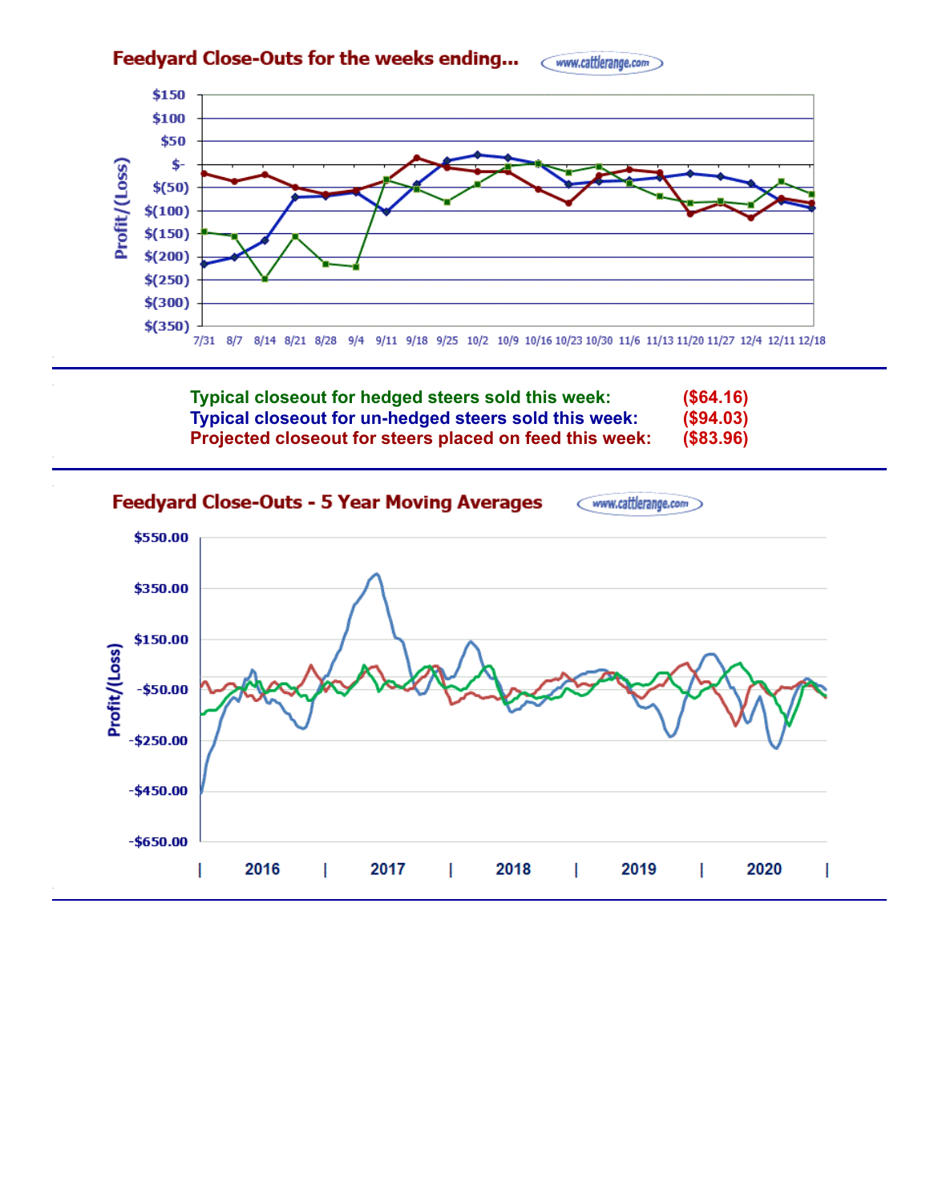## Feedyard Close-Outs for the weeks ending...

www.cattlerange.com

Profit/(Loss)

$150
$100
$50
$-
$(50)
$(100)
$(150)
$(200)
$(250)
$(300)
$(350)

7/31 8/7 8/14 8/21 8/28 9/4 9/11 9/18 9/25 10/2 10/9 10/16 10/23 10/30 11/6 11/13 11/20 11/27 12/4 12/11 12/18

**Typical closeout for hedged steers sold this week: ($64.16)**
**Typical closeout for un-hedged steers sold this week: ($94.03)**
**Projected closeout for steers placed on feed this week: ($83.96)**

## Feedyard Close-Outs - 5 Year Moving Averages

www.cattlerange.com

Profit/(Loss)

$550.00
$350.00
$150.00
-$50.00
-$250.00
-$450.00
-$650.00

2016 2017 2018 2019 2020